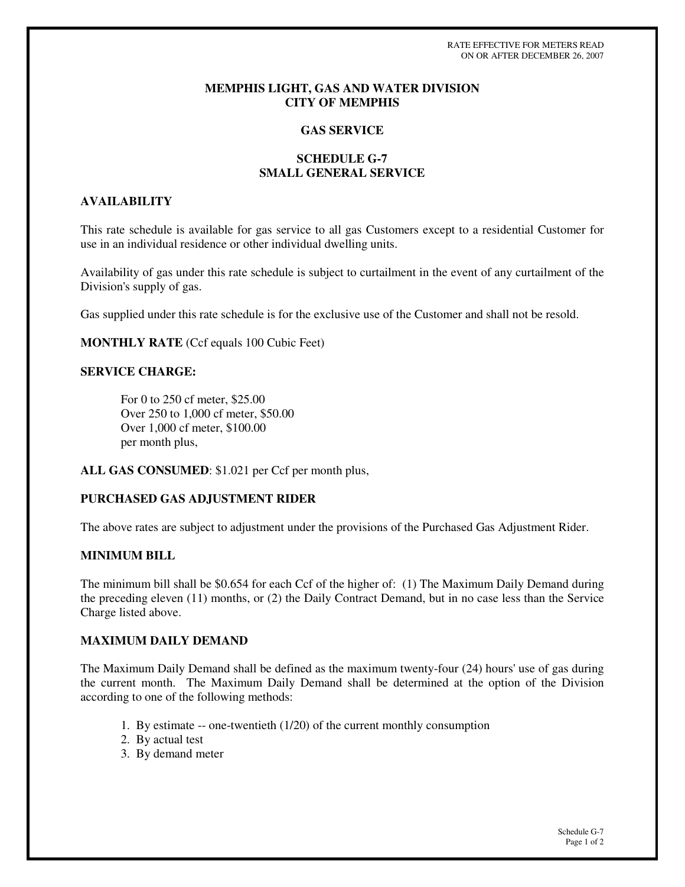RATE EFFECTIVE FOR METERS READ
ON OR AFTER DECEMBER 26, 2007

# MEMPHIS LIGHT, GAS AND WATER DIVISION
# CITY OF MEMPHIS

## GAS SERVICE

## SCHEDULE G-7
## SMALL GENERAL SERVICE

### AVAILABILITY

This rate schedule is available for gas service to all gas Customers except to a residential Customer for use in an individual residence or other individual dwelling units.

Availability of gas under this rate schedule is subject to curtailment in the event of any curtailment of the Division's supply of gas.

Gas supplied under this rate schedule is for the exclusive use of the Customer and shall not be resold.

**MONTHLY RATE** (Ccf equals 100 Cubic Feet)

### SERVICE CHARGE:

For 0 to 250 cf meter, $25.00
Over 250 to 1,000 cf meter, $50.00
Over 1,000 cf meter, $100.00
per month plus,

**ALL GAS CONSUMED**: $1.021 per Ccf per month plus,

### PURCHASED GAS ADJUSTMENT RIDER

The above rates are subject to adjustment under the provisions of the Purchased Gas Adjustment Rider.

### MINIMUM BILL

The minimum bill shall be $0.654 for each Ccf of the higher of: (1) The Maximum Daily Demand during the preceding eleven (11) months, or (2) the Daily Contract Demand, but in no case less than the Service Charge listed above.

### MAXIMUM DAILY DEMAND

The Maximum Daily Demand shall be defined as the maximum twenty-four (24) hours' use of gas during the current month. The Maximum Daily Demand shall be determined at the option of the Division according to one of the following methods:

1. By estimate -- one-twentieth (1/20) of the current monthly consumption
2. By actual test
3. By demand meter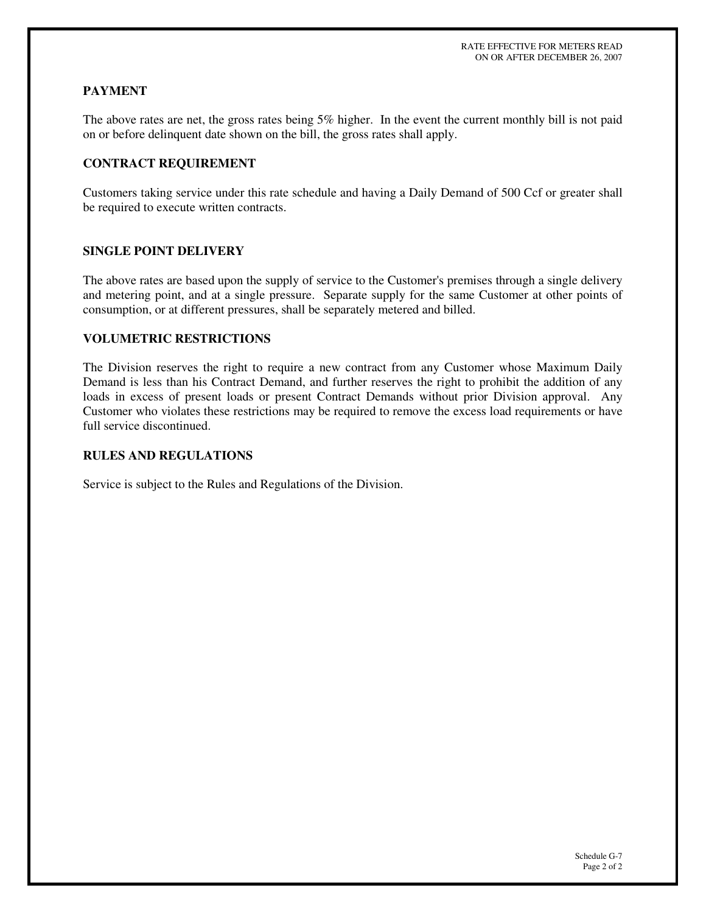## PAYMENT

The above rates are net, the gross rates being 5% higher. In the event the current monthly bill is not paid on or before delinquent date shown on the bill, the gross rates shall apply.

## CONTRACT REQUIREMENT

Customers taking service under this rate schedule and having a Daily Demand of 500 Ccf or greater shall be required to execute written contracts.

## SINGLE POINT DELIVERY

The above rates are based upon the supply of service to the Customer's premises through a single delivery and metering point, and at a single pressure. Separate supply for the same Customer at other points of consumption, or at different pressures, shall be separately metered and billed.

## VOLUMETRIC RESTRICTIONS

The Division reserves the right to require a new contract from any Customer whose Maximum Daily Demand is less than his Contract Demand, and further reserves the right to prohibit the addition of any loads in excess of present loads or present Contract Demands without prior Division approval. Any Customer who violates these restrictions may be required to remove the excess load requirements or have full service discontinued.

## RULES AND REGULATIONS

Service is subject to the Rules and Regulations of the Division.